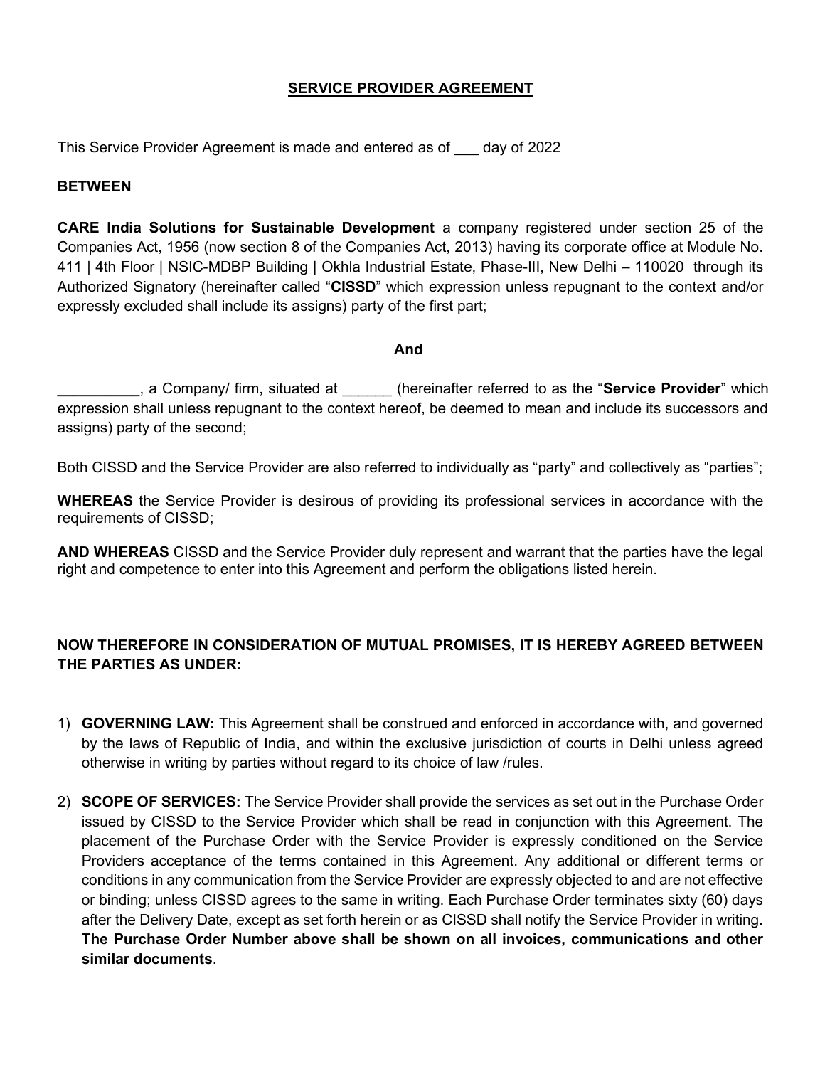# SERVICE PROVIDER AGREEMENT

This Service Provider Agreement is made and entered as of ___ day of 2022

**BETWEEN**

**CARE India Solutions for Sustainable Development** a company registered under section 25 of the Companies Act, 1956 (now section 8 of the Companies Act, 2013) having its corporate office at Module No. 411 | 4th Floor | NSIC-MDBP Building | Okhla Industrial Estate, Phase-III, New Delhi – 110020 through its Authorized Signatory (hereinafter called "**CISSD**" which expression unless repugnant to the context and/or expressly excluded shall include its assigns) party of the first part;

**And**

**__________**, a Company/ firm, situated at ______ (hereinafter referred to as the "**Service Provider**" which expression shall unless repugnant to the context hereof, be deemed to mean and include its successors and assigns) party of the second;

Both CISSD and the Service Provider are also referred to individually as "party" and collectively as "parties";

**WHEREAS** the Service Provider is desirous of providing its professional services in accordance with the requirements of CISSD;

**AND WHEREAS** CISSD and the Service Provider duly represent and warrant that the parties have the legal right and competence to enter into this Agreement and perform the obligations listed herein.

**NOW THEREFORE IN CONSIDERATION OF MUTUAL PROMISES, IT IS HEREBY AGREED BETWEEN THE PARTIES AS UNDER:**

1) **GOVERNING LAW:** This Agreement shall be construed and enforced in accordance with, and governed by the laws of Republic of India, and within the exclusive jurisdiction of courts in Delhi unless agreed otherwise in writing by parties without regard to its choice of law /rules.

2) **SCOPE OF SERVICES:** The Service Provider shall provide the services as set out in the Purchase Order issued by CISSD to the Service Provider which shall be read in conjunction with this Agreement. The placement of the Purchase Order with the Service Provider is expressly conditioned on the Service Providers acceptance of the terms contained in this Agreement. Any additional or different terms or conditions in any communication from the Service Provider are expressly objected to and are not effective or binding; unless CISSD agrees to the same in writing. Each Purchase Order terminates sixty (60) days after the Delivery Date, except as set forth herein or as CISSD shall notify the Service Provider in writing. **The Purchase Order Number above shall be shown on all invoices, communications and other similar documents**.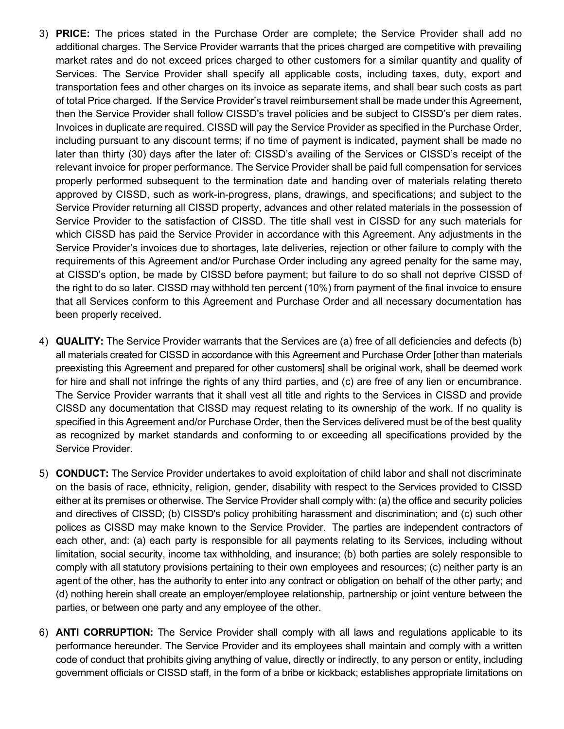3) **PRICE:** The prices stated in the Purchase Order are complete; the Service Provider shall add no additional charges. The Service Provider warrants that the prices charged are competitive with prevailing market rates and do not exceed prices charged to other customers for a similar quantity and quality of Services. The Service Provider shall specify all applicable costs, including taxes, duty, export and transportation fees and other charges on its invoice as separate items, and shall bear such costs as part of total Price charged. If the Service Provider's travel reimbursement shall be made under this Agreement, then the Service Provider shall follow CISSD's travel policies and be subject to CISSD's per diem rates. Invoices in duplicate are required. CISSD will pay the Service Provider as specified in the Purchase Order, including pursuant to any discount terms; if no time of payment is indicated, payment shall be made no later than thirty (30) days after the later of: CISSD's availing of the Services or CISSD's receipt of the relevant invoice for proper performance. The Service Provider shall be paid full compensation for services properly performed subsequent to the termination date and handing over of materials relating thereto approved by CISSD, such as work-in-progress, plans, drawings, and specifications; and subject to the Service Provider returning all CISSD property, advances and other related materials in the possession of Service Provider to the satisfaction of CISSD. The title shall vest in CISSD for any such materials for which CISSD has paid the Service Provider in accordance with this Agreement. Any adjustments in the Service Provider's invoices due to shortages, late deliveries, rejection or other failure to comply with the requirements of this Agreement and/or Purchase Order including any agreed penalty for the same may, at CISSD's option, be made by CISSD before payment; but failure to do so shall not deprive CISSD of the right to do so later. CISSD may withhold ten percent (10%) from payment of the final invoice to ensure that all Services conform to this Agreement and Purchase Order and all necessary documentation has been properly received.

4) **QUALITY:** The Service Provider warrants that the Services are (a) free of all deficiencies and defects (b) all materials created for CISSD in accordance with this Agreement and Purchase Order [other than materials preexisting this Agreement and prepared for other customers] shall be original work, shall be deemed work for hire and shall not infringe the rights of any third parties, and (c) are free of any lien or encumbrance. The Service Provider warrants that it shall vest all title and rights to the Services in CISSD and provide CISSD any documentation that CISSD may request relating to its ownership of the work. If no quality is specified in this Agreement and/or Purchase Order, then the Services delivered must be of the best quality as recognized by market standards and conforming to or exceeding all specifications provided by the Service Provider.

5) **CONDUCT:** The Service Provider undertakes to avoid exploitation of child labor and shall not discriminate on the basis of race, ethnicity, religion, gender, disability with respect to the Services provided to CISSD either at its premises or otherwise. The Service Provider shall comply with: (a) the office and security policies and directives of CISSD; (b) CISSD's policy prohibiting harassment and discrimination; and (c) such other polices as CISSD may make known to the Service Provider. The parties are independent contractors of each other, and: (a) each party is responsible for all payments relating to its Services, including without limitation, social security, income tax withholding, and insurance; (b) both parties are solely responsible to comply with all statutory provisions pertaining to their own employees and resources; (c) neither party is an agent of the other, has the authority to enter into any contract or obligation on behalf of the other party; and (d) nothing herein shall create an employer/employee relationship, partnership or joint venture between the parties, or between one party and any employee of the other.

6) **ANTI CORRUPTION:** The Service Provider shall comply with all laws and regulations applicable to its performance hereunder. The Service Provider and its employees shall maintain and comply with a written code of conduct that prohibits giving anything of value, directly or indirectly, to any person or entity, including government officials or CISSD staff, in the form of a bribe or kickback; establishes appropriate limitations on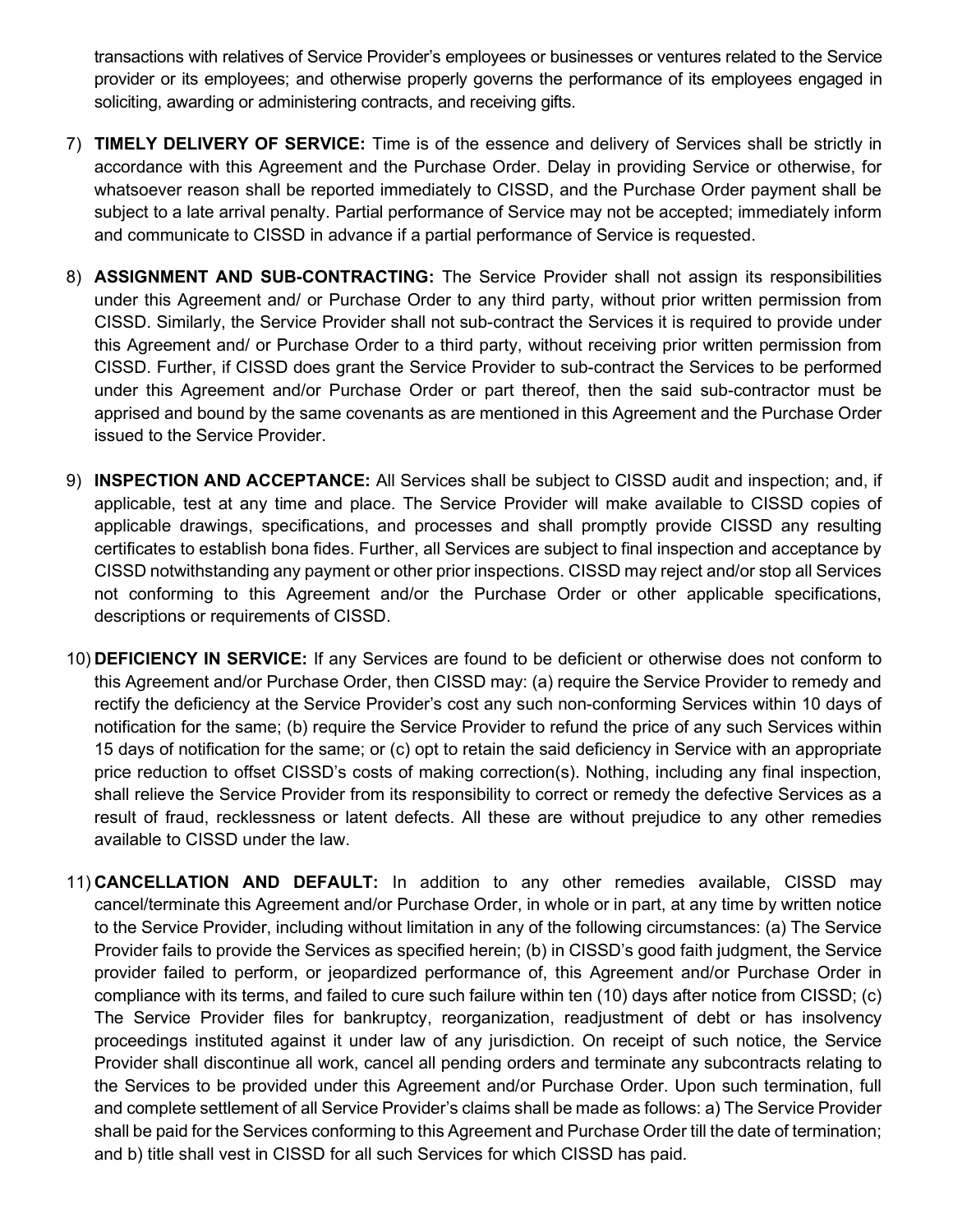transactions with relatives of Service Provider's employees or businesses or ventures related to the Service provider or its employees; and otherwise properly governs the performance of its employees engaged in soliciting, awarding or administering contracts, and receiving gifts.

7) **TIMELY DELIVERY OF SERVICE:** Time is of the essence and delivery of Services shall be strictly in accordance with this Agreement and the Purchase Order. Delay in providing Service or otherwise, for whatsoever reason shall be reported immediately to CISSD, and the Purchase Order payment shall be subject to a late arrival penalty. Partial performance of Service may not be accepted; immediately inform and communicate to CISSD in advance if a partial performance of Service is requested.

8) **ASSIGNMENT AND SUB-CONTRACTING:** The Service Provider shall not assign its responsibilities under this Agreement and/ or Purchase Order to any third party, without prior written permission from CISSD. Similarly, the Service Provider shall not sub-contract the Services it is required to provide under this Agreement and/ or Purchase Order to a third party, without receiving prior written permission from CISSD. Further, if CISSD does grant the Service Provider to sub-contract the Services to be performed under this Agreement and/or Purchase Order or part thereof, then the said sub-contractor must be apprised and bound by the same covenants as are mentioned in this Agreement and the Purchase Order issued to the Service Provider.

9) **INSPECTION AND ACCEPTANCE:** All Services shall be subject to CISSD audit and inspection; and, if applicable, test at any time and place. The Service Provider will make available to CISSD copies of applicable drawings, specifications, and processes and shall promptly provide CISSD any resulting certificates to establish bona fides. Further, all Services are subject to final inspection and acceptance by CISSD notwithstanding any payment or other prior inspections. CISSD may reject and/or stop all Services not conforming to this Agreement and/or the Purchase Order or other applicable specifications, descriptions or requirements of CISSD.

10) **DEFICIENCY IN SERVICE:** If any Services are found to be deficient or otherwise does not conform to this Agreement and/or Purchase Order, then CISSD may: (a) require the Service Provider to remedy and rectify the deficiency at the Service Provider's cost any such non-conforming Services within 10 days of notification for the same; (b) require the Service Provider to refund the price of any such Services within 15 days of notification for the same; or (c) opt to retain the said deficiency in Service with an appropriate price reduction to offset CISSD's costs of making correction(s). Nothing, including any final inspection, shall relieve the Service Provider from its responsibility to correct or remedy the defective Services as a result of fraud, recklessness or latent defects. All these are without prejudice to any other remedies available to CISSD under the law.

11) **CANCELLATION AND DEFAULT:** In addition to any other remedies available, CISSD may cancel/terminate this Agreement and/or Purchase Order, in whole or in part, at any time by written notice to the Service Provider, including without limitation in any of the following circumstances: (a) The Service Provider fails to provide the Services as specified herein; (b) in CISSD's good faith judgment, the Service provider failed to perform, or jeopardized performance of, this Agreement and/or Purchase Order in compliance with its terms, and failed to cure such failure within ten (10) days after notice from CISSD; (c) The Service Provider files for bankruptcy, reorganization, readjustment of debt or has insolvency proceedings instituted against it under law of any jurisdiction. On receipt of such notice, the Service Provider shall discontinue all work, cancel all pending orders and terminate any subcontracts relating to the Services to be provided under this Agreement and/or Purchase Order. Upon such termination, full and complete settlement of all Service Provider's claims shall be made as follows: a) The Service Provider shall be paid for the Services conforming to this Agreement and Purchase Order till the date of termination; and b) title shall vest in CISSD for all such Services for which CISSD has paid.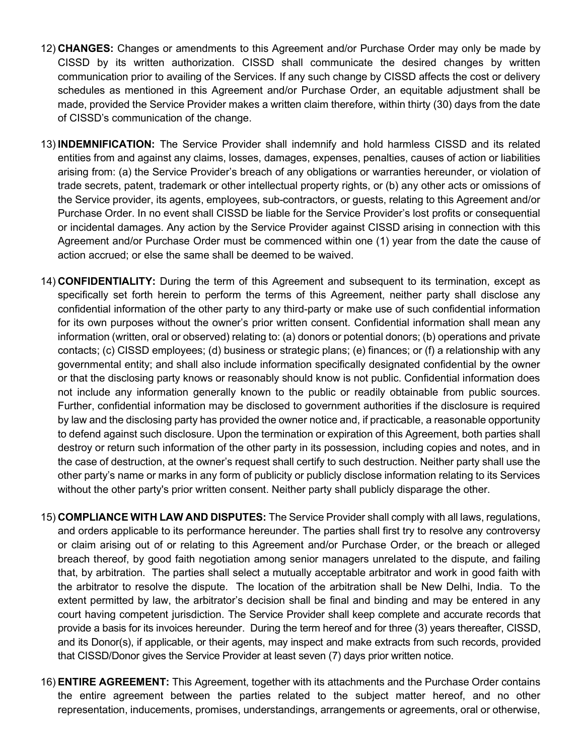12) **CHANGES:** Changes or amendments to this Agreement and/or Purchase Order may only be made by CISSD by its written authorization. CISSD shall communicate the desired changes by written communication prior to availing of the Services. If any such change by CISSD affects the cost or delivery schedules as mentioned in this Agreement and/or Purchase Order, an equitable adjustment shall be made, provided the Service Provider makes a written claim therefore, within thirty (30) days from the date of CISSD's communication of the change.

13) **INDEMNIFICATION:** The Service Provider shall indemnify and hold harmless CISSD and its related entities from and against any claims, losses, damages, expenses, penalties, causes of action or liabilities arising from: (a) the Service Provider's breach of any obligations or warranties hereunder, or violation of trade secrets, patent, trademark or other intellectual property rights, or (b) any other acts or omissions of the Service provider, its agents, employees, sub-contractors, or guests, relating to this Agreement and/or Purchase Order. In no event shall CISSD be liable for the Service Provider's lost profits or consequential or incidental damages. Any action by the Service Provider against CISSD arising in connection with this Agreement and/or Purchase Order must be commenced within one (1) year from the date the cause of action accrued; or else the same shall be deemed to be waived.

14) **CONFIDENTIALITY:** During the term of this Agreement and subsequent to its termination, except as specifically set forth herein to perform the terms of this Agreement, neither party shall disclose any confidential information of the other party to any third-party or make use of such confidential information for its own purposes without the owner's prior written consent. Confidential information shall mean any information (written, oral or observed) relating to: (a) donors or potential donors; (b) operations and private contacts; (c) CISSD employees; (d) business or strategic plans; (e) finances; or (f) a relationship with any governmental entity; and shall also include information specifically designated confidential by the owner or that the disclosing party knows or reasonably should know is not public. Confidential information does not include any information generally known to the public or readily obtainable from public sources. Further, confidential information may be disclosed to government authorities if the disclosure is required by law and the disclosing party has provided the owner notice and, if practicable, a reasonable opportunity to defend against such disclosure. Upon the termination or expiration of this Agreement, both parties shall destroy or return such information of the other party in its possession, including copies and notes, and in the case of destruction, at the owner's request shall certify to such destruction. Neither party shall use the other party's name or marks in any form of publicity or publicly disclose information relating to its Services without the other party's prior written consent. Neither party shall publicly disparage the other.

15) **COMPLIANCE WITH LAW AND DISPUTES:** The Service Provider shall comply with all laws, regulations, and orders applicable to its performance hereunder. The parties shall first try to resolve any controversy or claim arising out of or relating to this Agreement and/or Purchase Order, or the breach or alleged breach thereof, by good faith negotiation among senior managers unrelated to the dispute, and failing that, by arbitration. The parties shall select a mutually acceptable arbitrator and work in good faith with the arbitrator to resolve the dispute. The location of the arbitration shall be New Delhi, India. To the extent permitted by law, the arbitrator's decision shall be final and binding and may be entered in any court having competent jurisdiction. The Service Provider shall keep complete and accurate records that provide a basis for its invoices hereunder. During the term hereof and for three (3) years thereafter, CISSD, and its Donor(s), if applicable, or their agents, may inspect and make extracts from such records, provided that CISSD/Donor gives the Service Provider at least seven (7) days prior written notice.

16) **ENTIRE AGREEMENT:** This Agreement, together with its attachments and the Purchase Order contains the entire agreement between the parties related to the subject matter hereof, and no other representation, inducements, promises, understandings, arrangements or agreements, oral or otherwise,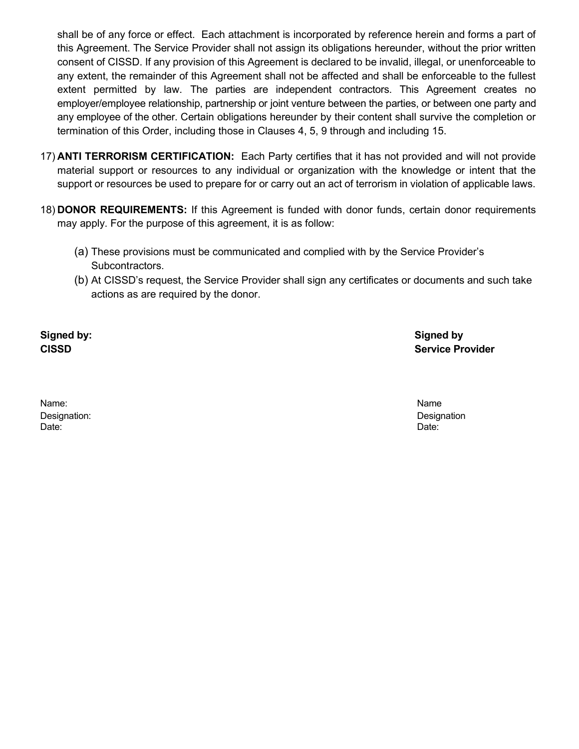shall be of any force or effect. Each attachment is incorporated by reference herein and forms a part of this Agreement. The Service Provider shall not assign its obligations hereunder, without the prior written consent of CISSD. If any provision of this Agreement is declared to be invalid, illegal, or unenforceable to any extent, the remainder of this Agreement shall not be affected and shall be enforceable to the fullest extent permitted by law. The parties are independent contractors. This Agreement creates no employer/employee relationship, partnership or joint venture between the parties, or between one party and any employee of the other. Certain obligations hereunder by their content shall survive the completion or termination of this Order, including those in Clauses 4, 5, 9 through and including 15.

17) **ANTI TERRORISM CERTIFICATION:** Each Party certifies that it has not provided and will not provide material support or resources to any individual or organization with the knowledge or intent that the support or resources be used to prepare for or carry out an act of terrorism in violation of applicable laws.

18) **DONOR REQUIREMENTS:** If this Agreement is funded with donor funds, certain donor requirements may apply. For the purpose of this agreement, it is as follow:

   (a) These provisions must be communicated and complied with by the Service Provider's Subcontractors.

   (b) At CISSD's request, the Service Provider shall sign any certificates or documents and such take actions as are required by the donor.

**Signed by:**
**CISSD**

Name:
Designation:
Date:

**Signed by**
**Service Provider**

Name
Designation
Date: